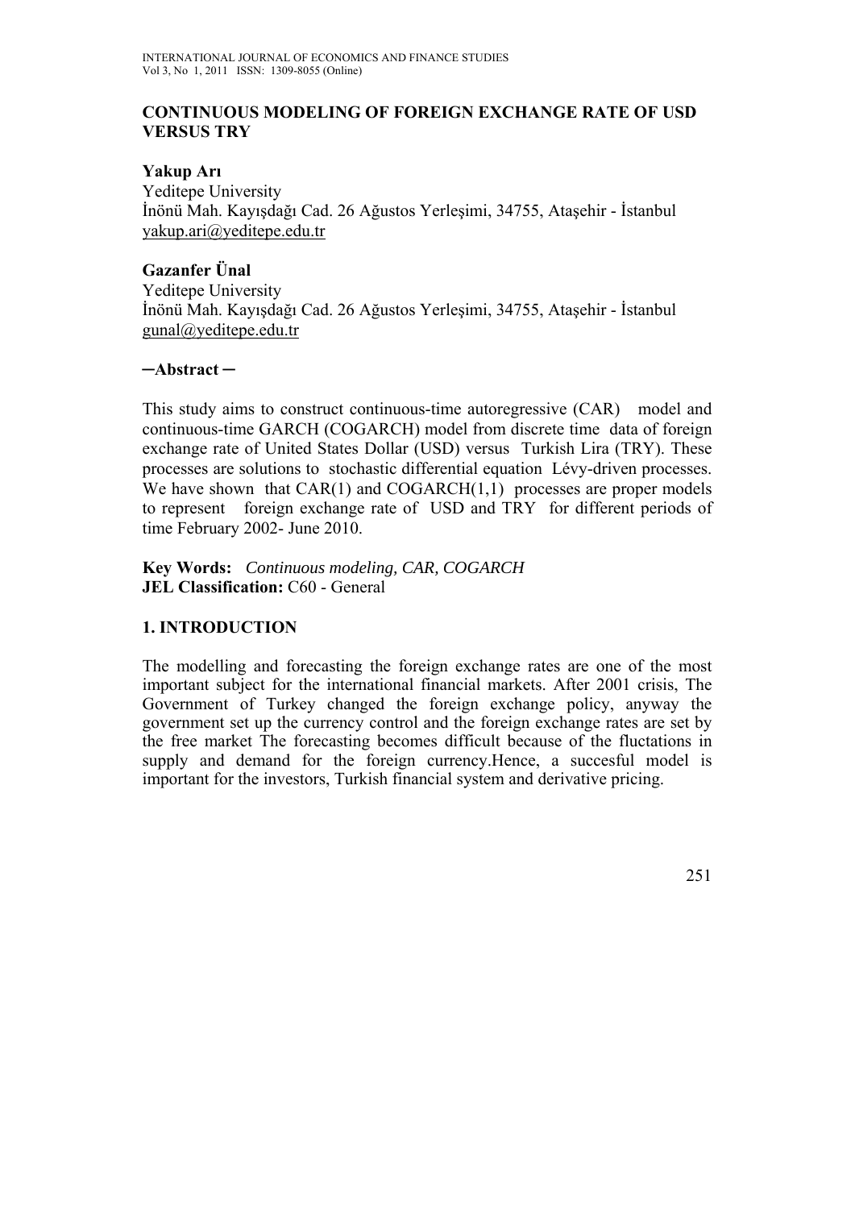# CONTINUOUS MODELING OF FOREIGN EXCHANGE RATE OF USD VERSUS TRY

**Yakup Arı**

Yeditepe University

İnönü Mah. Kayışdağı Cad. 26 Ağustos Yerleşimi, 34755, Ataşehir - İstanbul

yakup.ari@yeditepe.edu.tr

**Gazanfer Ünal**

Yeditepe University

İnönü Mah. Kayışdağı Cad. 26 Ağustos Yerleşimi, 34755, Ataşehir - İstanbul

gunal@yeditepe.edu.tr

**─Abstract ─**

This study aims to construct continuous-time autoregressive (CAR) model and continuous-time GARCH (COGARCH) model from discrete time data of foreign exchange rate of United States Dollar (USD) versus Turkish Lira (TRY). These processes are solutions to stochastic differential equation Lévy-driven processes. We have shown that CAR(1) and COGARCH(1,1) processes are proper models to represent foreign exchange rate of USD and TRY for different periods of time February 2002- June 2010.

**Key Words:** *Continuous modeling, CAR, COGARCH*

**JEL Classification:** C60 - General

## 1. INTRODUCTION

The modelling and forecasting the foreign exchange rates are one of the most important subject for the international financial markets. After 2001 crisis, The Government of Turkey changed the foreign exchange policy, anyway the government set up the currency control and the foreign exchange rates are set by the free market The forecasting becomes difficult because of the fluctations in supply and demand for the foreign currency.Hence, a succesful model is important for the investors, Turkish financial system and derivative pricing.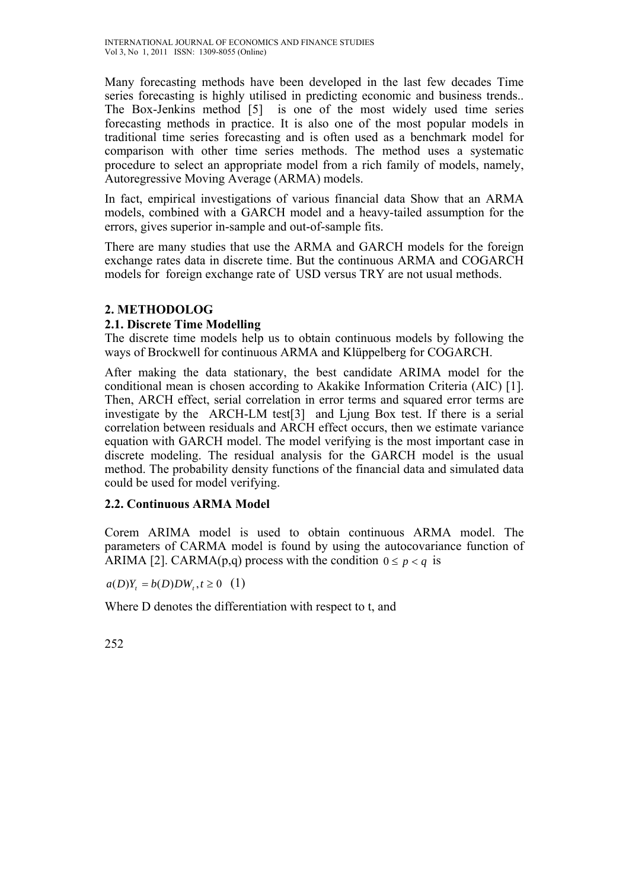Many forecasting methods have been developed in the last few decades Time series forecasting is highly utilised in predicting economic and business trends.. The Box-Jenkins method [5] is one of the most widely used time series forecasting methods in practice. It is also one of the most popular models in traditional time series forecasting and is often used as a benchmark model for comparison with other time series methods. The method uses a systematic procedure to select an appropriate model from a rich family of models, namely, Autoregressive Moving Average (ARMA) models.

In fact, empirical investigations of various financial data Show that an ARMA models, combined with a GARCH model and a heavy-tailed assumption for the errors, gives superior in-sample and out-of-sample fits.

There are many studies that use the ARMA and GARCH models for the foreign exchange rates data in discrete time. But the continuous ARMA and COGARCH models for foreign exchange rate of USD versus TRY are not usual methods.

## 2. METHODOLOG

### 2.1. Discrete Time Modelling

The discrete time models help us to obtain continuous models by following the ways of Brockwell for continuous ARMA and Klüppelberg for COGARCH.

After making the data stationary, the best candidate ARIMA model for the conditional mean is chosen according to Akakike Information Criteria (AIC) [1]. Then, ARCH effect, serial correlation in error terms and squared error terms are investigate by the ARCH-LM test[3] and Ljung Box test. If there is a serial correlation between residuals and ARCH effect occurs, then we estimate variance equation with GARCH model. The model verifying is the most important case in discrete modeling. The residual analysis for the GARCH model is the usual method. The probability density functions of the financial data and simulated data could be used for model verifying.

### 2.2. Continuous ARMA Model

Corem ARIMA model is used to obtain continuous ARMA model. The parameters of CARMA model is found by using the autocovariance function of ARIMA [2]. CARMA(p,q) process with the condition $0 \leq p < q$ is

$$a(D)Y_t = b(D)DW_t, t \geq 0 \quad (1)$$

Where D denotes the differentiation with respect to t, and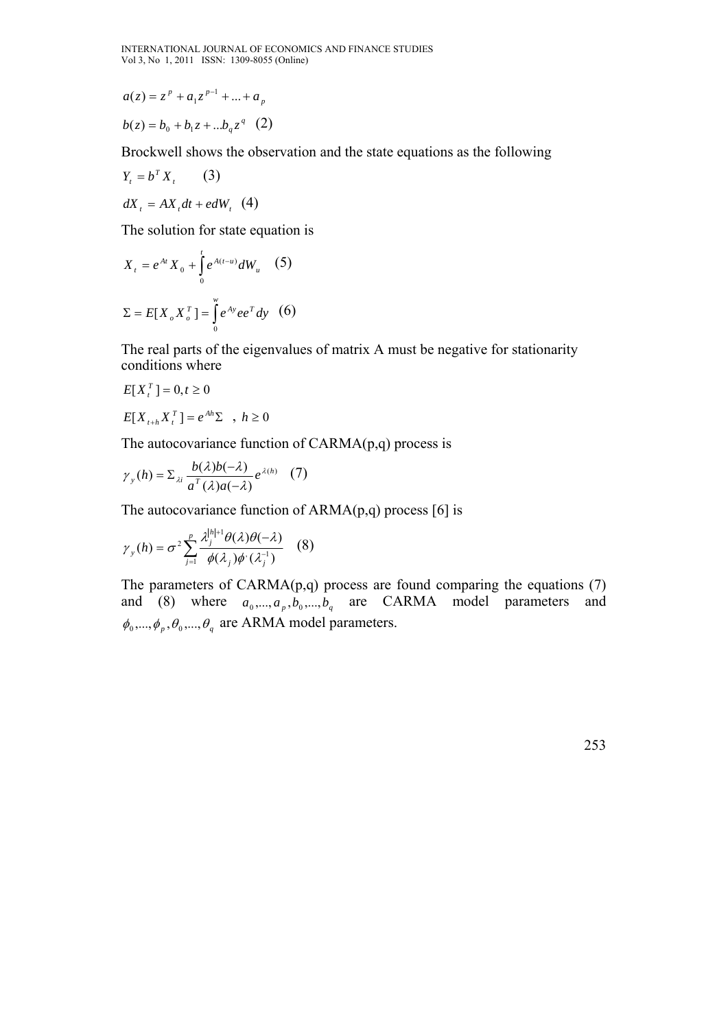$$a(z) = z^p + a_1 z^{p-1} + ... + a_p$$

$$b(z) = b_0 + b_1 z + ...b_q z^q \quad (2)$$

Brockwell shows the observation and the state equations as the following

$$Y_t = b^T X_t \qquad (3)$$

$$dX_t = AX_t dt + edW_t \quad (4)$$

The solution for state equation is

$$X_t = e^{At} X_0 + \int_0^t e^{A(t-u)} dW_u \quad (5)$$

$$\Sigma = E[X_o X_o^T] = \int_0^w e^{Ay} ee^T dy \quad (6)$$

The real parts of the eigenvalues of matrix A must be negative for stationarity conditions where

$$E[X_t^T] = 0, t \geq 0$$

$$E[X_{t+h} X_t^T] = e^{Ah} \Sigma \quad , \; h \geq 0$$

The autocovariance function of CARMA(p,q) process is

$$\gamma_y(h) = \Sigma_{\lambda i} \frac{b(\lambda) b(-\lambda)}{a^T(\lambda) a(-\lambda)} e^{\lambda(h)} \quad (7)$$

The autocovariance function of ARMA(p,q) process [6] is

$$\gamma_y(h) = \sigma^2 \sum_{j=1}^{p} \frac{\lambda_j^{|h|+1} \theta(\lambda) \theta(-\lambda)}{\phi(\lambda_j) \phi^{\cdot}(\lambda_j^{-1})} \quad (8)$$

The parameters of CARMA(p,q) process are found comparing the equations (7) and (8) where $a_0, ..., a_p, b_0, ..., b_q$ are CARMA model parameters and $\phi_0, ..., \phi_p, \theta_0, ..., \theta_q$ are ARMA model parameters.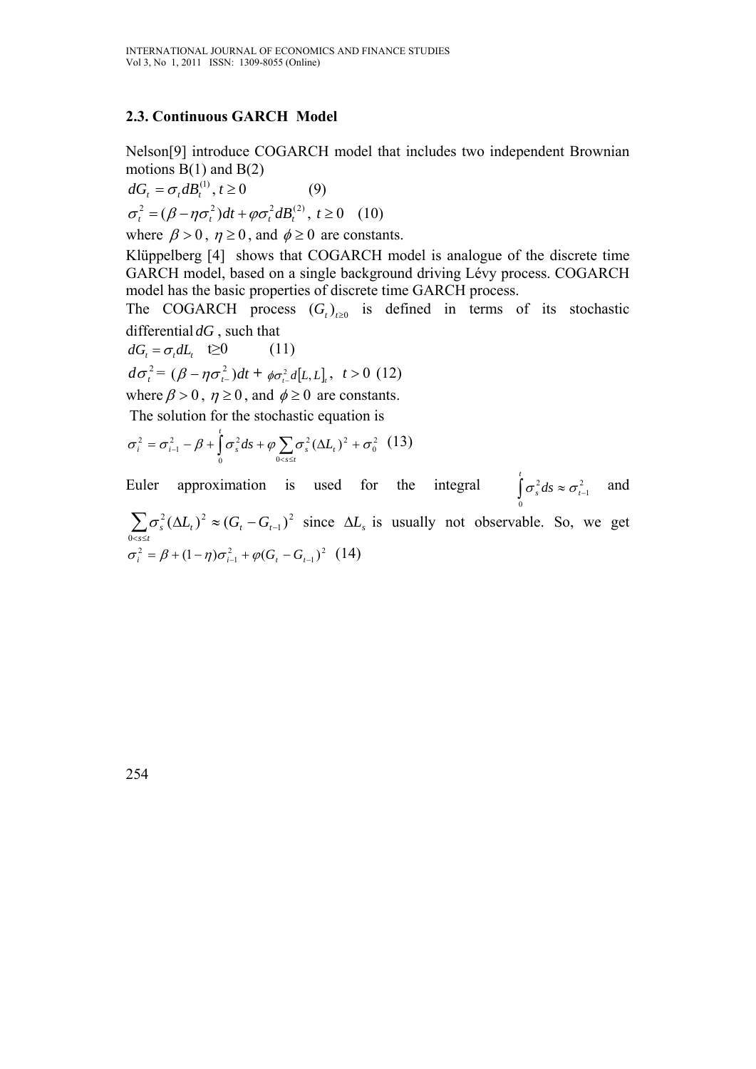### 2.3. Continuous GARCH Model

Nelson[9] introduce COGARCH model that includes two independent Brownian motions B(1) and B(2)

$$dG_t = \sigma_t dB_t^{(1)},\ t \geq 0 \qquad (9)$$

$$\sigma_t^2 = (\beta - \eta\sigma_t^2)dt + \varphi\sigma_t^2 dB_t^{(2)},\ t \geq 0 \quad (10)$$

where $\beta > 0$, $\eta \geq 0$, and $\phi \geq 0$ are constants.

Klüppelberg [4] shows that COGARCH model is analogue of the discrete time GARCH model, based on a single background driving Lévy process. COGARCH model has the basic properties of discrete time GARCH process.

The COGARCH process $(G_t)_{t\geq 0}$ is defined in terms of its stochastic differential $dG$, such that

$$dG_t = \sigma_t dL_t \quad t \geq 0 \qquad (11)$$

$$d\sigma_t^2 = (\beta - \eta\sigma_{t-}^2)dt + \phi\sigma_{t-}^2 d[L,L]_t,\ t > 0 \ (12)$$

where $\beta > 0$, $\eta \geq 0$, and $\phi \geq 0$ are constants.

The solution for the stochastic equation is

$$\sigma_i^2 = \sigma_{i-1}^2 - \beta + \int_0^t \sigma_s^2 ds + \varphi \sum_{0<s\leq t} \sigma_s^2 (\Delta L_t)^2 + \sigma_0^2 \quad (13)$$

Euler approximation is used for the integral $\int_0^t \sigma_s^2 ds \approx \sigma_{t-1}^2$ and $\sum_{0<s\leq t} \sigma_s^2 (\Delta L_t)^2 \approx (G_t - G_{t-1})^2$ since $\Delta L_s$ is usually not observable. So, we get

$$\sigma_i^2 = \beta + (1-\eta)\sigma_{i-1}^2 + \varphi(G_t - G_{t-1})^2 \quad (14)$$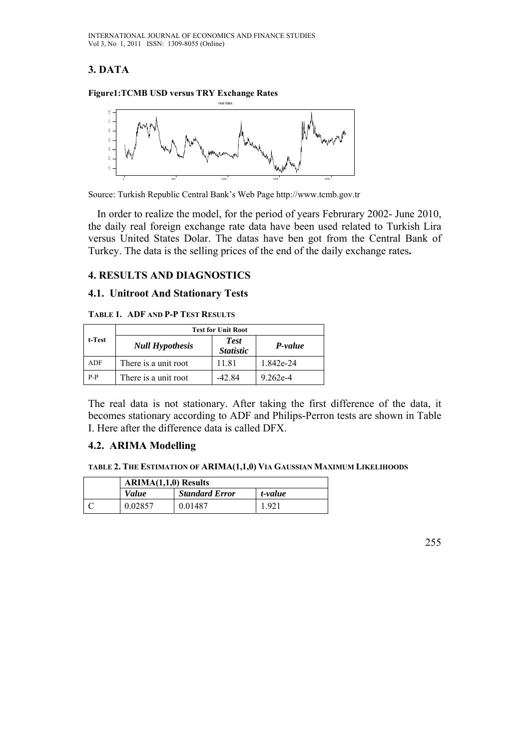## 3. DATA

**Figure1:TCMB USD versus TRY Exchange Rates**

Source: Turkish Republic Central Bank's Web Page http://www.tcmb.gov.tr

In order to realize the model, for the period of years Februrary 2002- June 2010, the daily real foreign exchange rate data have been used related to Turkish Lira versus United States Dolar. The datas have ben got from the Central Bank of Turkey. The data is the selling prices of the end of the daily exchange rates**.**

## 4. RESULTS AND DIAGNOSTICS

### 4.1. Unitroot And Stationary Tests

**TABLE 1. ADF AND P-P TEST RESULTS**

| t-Test | Test for Unit Root | | |
|---|---|---|---|
| | ***Null Hypothesis*** | ***Test Statistic*** | ***P-value*** |
| ADF | There is a unit root | 11.81 | 1.842e-24 |
| P-P | There is a unit root | -42.84 | 9.262e-4 |

The real data is not stationary. After taking the first difference of the data, it becomes stationary according to ADF and Philips-Perron tests are shown in Table I. Here after the difference data is called DFX.

### 4.2. ARIMA Modelling

**TABLE 2. THE ESTIMATION OF ARIMA(1,1,0) VIA GAUSSIAN MAXIMUM LIKELIHOODS**

| | **ARIMA(1,1,0) Results** | | |
|---|---|---|---|
| | ***Value*** | ***Standard Error*** | ***t-value*** |
| C | 0.02857 | 0.01487 | 1.921 |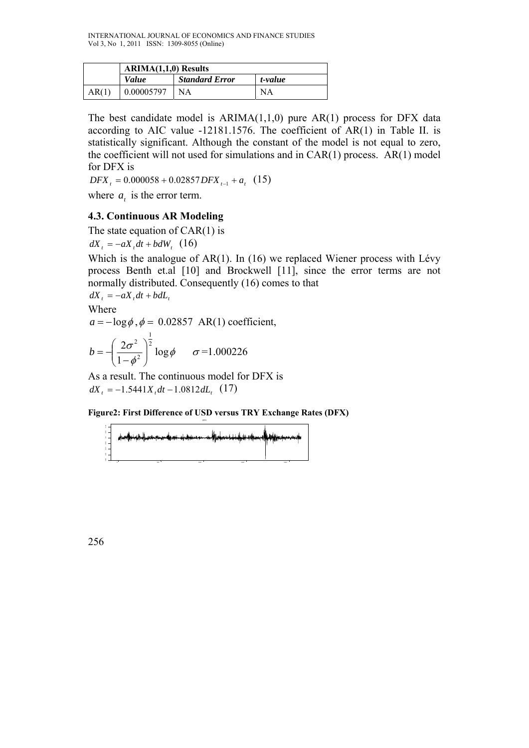|  | ARIMA(1,1,0) Results | | |
|---|---|---|---|
|  | *Value* | *Standard Error* | *t-value* |
| AR(1) | 0.00005797 | NA | NA |

The best candidate model is ARIMA(1,1,0) pure AR(1) process for DFX data according to AIC value -12181.1576. The coefficient of AR(1) in Table II. is statistically significant. Although the constant of the model is not equal to zero, the coefficient will not used for simulations and in CAR(1) process. AR(1) model for DFX is

$$DFX_t = 0.000058 + 0.02857 DFX_{t-1} + a_t \quad (15)$$

where $a_t$ is the error term.

### 4.3. Continuous AR Modeling

The state equation of CAR(1) is

$$dX_t = -aX_t dt + bdW_t \quad (16)$$

Which is the analogue of AR(1). In (16) we replaced Wiener process with Lévy process Benth et.al [10] and Brockwell [11], since the error terms are not normally distributed. Consequently (16) comes to that

$$dX_t = -aX_t dt + bdL_t$$

Where

$a = -\log\phi, \phi =$ 0.02857 AR(1) coefficient,

$$b = -\left(\frac{2\sigma^2}{1-\phi^2}\right)^{\frac{1}{2}} \log\phi \qquad \sigma = 1.000226$$

As a result. The continuous model for DFX is

$$dX_t = -1.5441 X_t dt - 1.0812 dL_t \quad (17)$$

**Figure2: First Difference of USD versus TRY Exchange Rates (DFX)**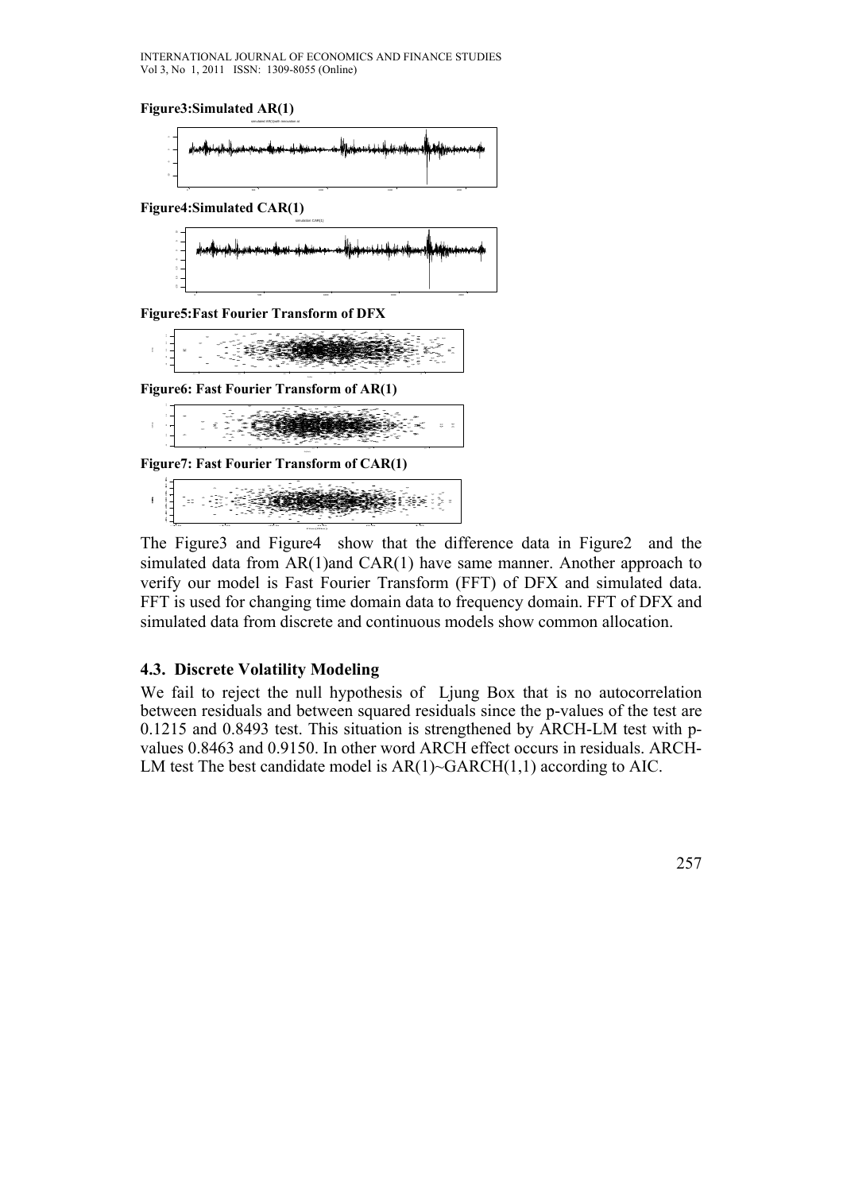**Figure3:Simulated AR(1)**

**Figure4:Simulated CAR(1)**

**Figure5:Fast Fourier Transform of DFX**

**Figure6: Fast Fourier Transform of AR(1)**

**Figure7: Fast Fourier Transform of CAR(1)**

The Figure3 and Figure4 show that the difference data in Figure2 and the simulated data from AR(1)and CAR(1) have same manner. Another approach to verify our model is Fast Fourier Transform (FFT) of DFX and simulated data. FFT is used for changing time domain data to frequency domain. FFT of DFX and simulated data from discrete and continuous models show common allocation.

### 4.3. Discrete Volatility Modeling

We fail to reject the null hypothesis of Ljung Box that is no autocorrelation between residuals and between squared residuals since the p-values of the test are 0.1215 and 0.8493 test. This situation is strengthened by ARCH-LM test with p-values 0.8463 and 0.9150. In other word ARCH effect occurs in residuals. ARCH-LM test The best candidate model is AR(1)~GARCH(1,1) according to AIC.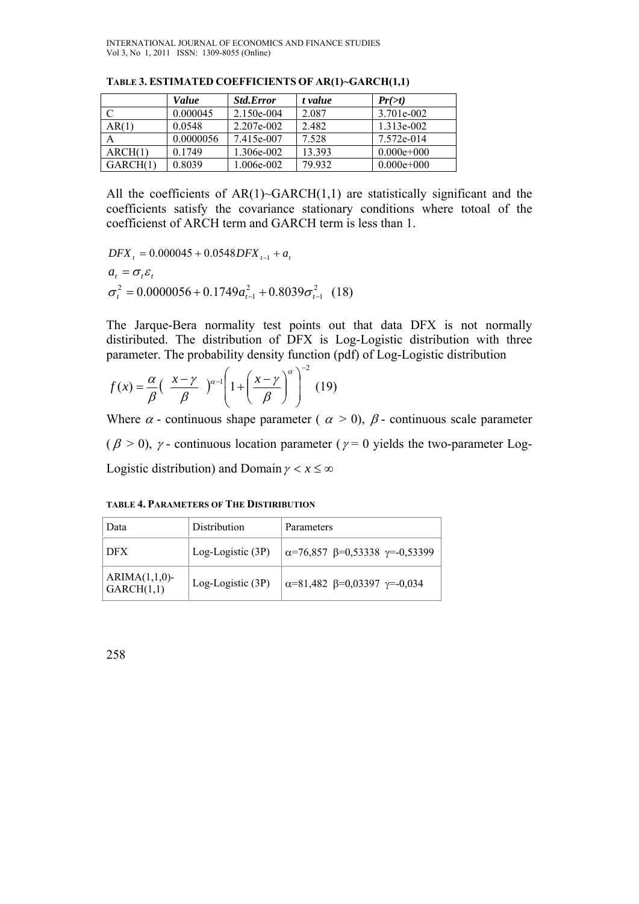**TABLE 3. ESTIMATED COEFFICIENTS OF AR(1)~GARCH(1,1)**

| | *Value* | *Std.Error* | *t value* | *Pr(>t)* |
|---|---|---|---|---|
| C | 0.000045 | 2.150e-004 | 2.087 | 3.701e-002 |
| AR(1) | 0.0548 | 2.207e-002 | 2.482 | 1.313e-002 |
| A | 0.0000056 | 7.415e-007 | 7.528 | 7.572e-014 |
| ARCH(1) | 0.1749 | 1.306e-002 | 13.393 | 0.000e+000 |
| GARCH(1) | 0.8039 | 1.006e-002 | 79.932 | 0.000e+000 |

All the coefficients of AR(1)~GARCH(1,1) are statistically significant and the coefficients satisfy the covariance stationary conditions where totoal of the coefficienst of ARCH term and GARCH term is less than 1.

$$DFX_t = 0.000045 + 0.0548 DFX_{t-1} + a_t$$

$$a_t = \sigma_t \varepsilon_t$$

$$\sigma_t^2 = 0.0000056 + 0.1749 a_{t-1}^2 + 0.8039 \sigma_{t-1}^2 \quad (18)$$

The Jarque-Bera normality test points out that data DFX is not normally distiributed. The distribution of DFX is Log-Logistic distribution with three parameter. The probability density function (pdf) of Log-Logistic distribution

$$f(x) = \frac{\alpha}{\beta} \left( \frac{x-\gamma}{\beta} \right)^{\alpha-1} \left( 1 + \left( \frac{x-\gamma}{\beta} \right)^{\alpha} \right)^{-2} \quad (19)$$

Where $\alpha$ - continuous shape parameter ( $\alpha > 0$), $\beta$ - continuous scale parameter ($\beta > 0$), $\gamma$ - continuous location parameter ($\gamma = 0$ yields the two-parameter Log-Logistic distribution) and Domain $\gamma < x \leq \infty$

**TABLE 4. PARAMETERS OF THE DISTIRIBUTION**

| Data | Distribution | Parameters |
|---|---|---|
| DFX | Log-Logistic (3P) | $\alpha$=76,857 $\beta$=0,53338 $\gamma$=-0,53399 |
| ARIMA(1,1,0)-GARCH(1,1) | Log-Logistic (3P) | $\alpha$=81,482 $\beta$=0,03397 $\gamma$=-0,034 |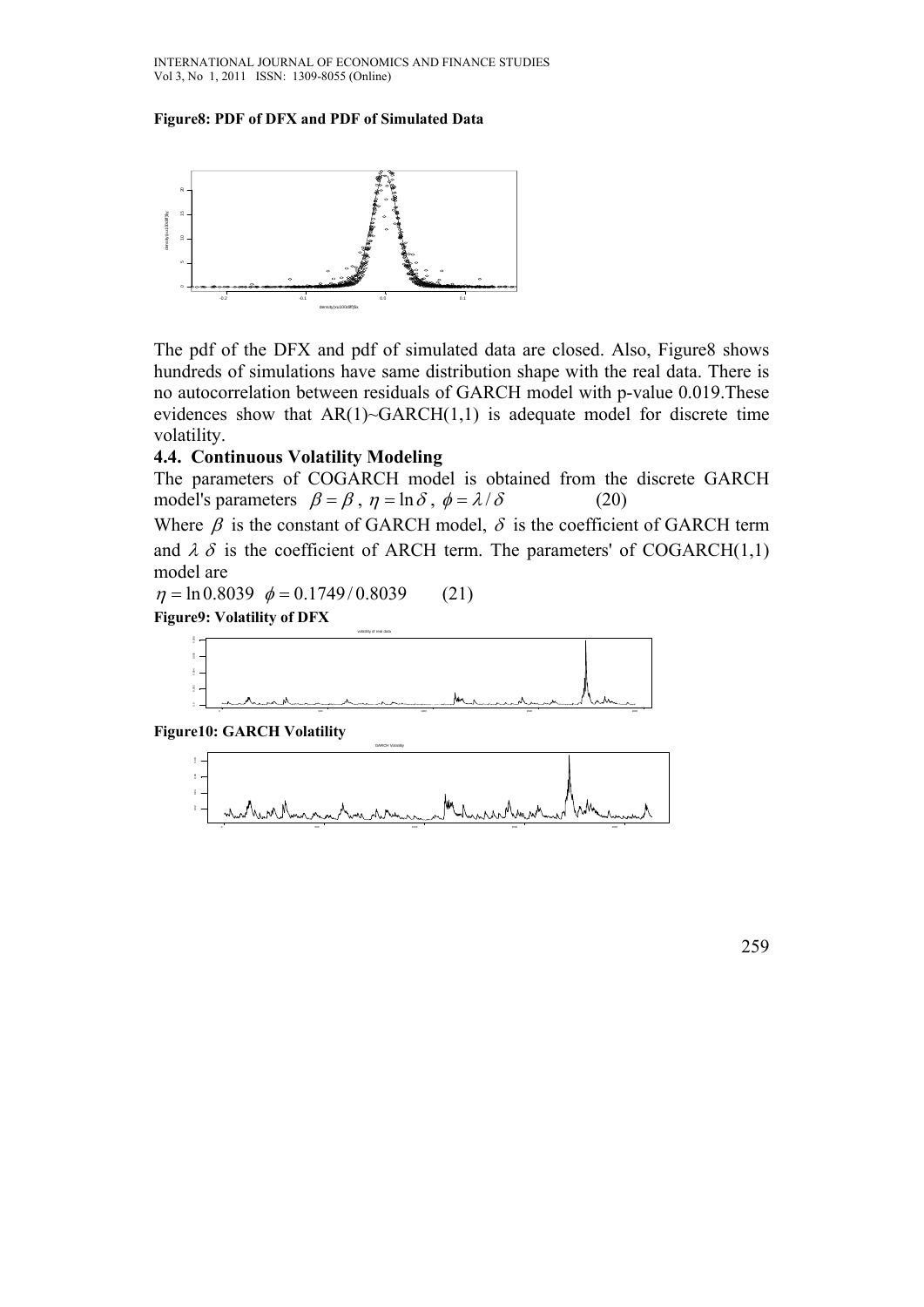**Figure8: PDF of DFX and PDF of Simulated Data**

The pdf of the DFX and pdf of simulated data are closed. Also, Figure8 shows hundreds of simulations have same distribution shape with the real data. There is no autocorrelation between residuals of GARCH model with p-value 0.019.These evidences show that AR(1)~GARCH(1,1) is adequate model for discrete time volatility.

### 4.4. Continuous Volatility Modeling

The parameters of COGARCH model is obtained from the discrete GARCH model's parameters $\beta = \beta$ , $\eta = \ln \delta$ , $\phi = \lambda / \delta$ (20)

Where $\beta$ is the constant of GARCH model, $\delta$ is the coefficient of GARCH term and $\lambda$ $\delta$ is the coefficient of ARCH term. The parameters' of COGARCH(1,1) model are

$\eta = \ln 0.8039$ $\phi = 0.1749 / 0.8039$ (21)

**Figure9: Volatility of DFX**

**Figure10: GARCH Volatility**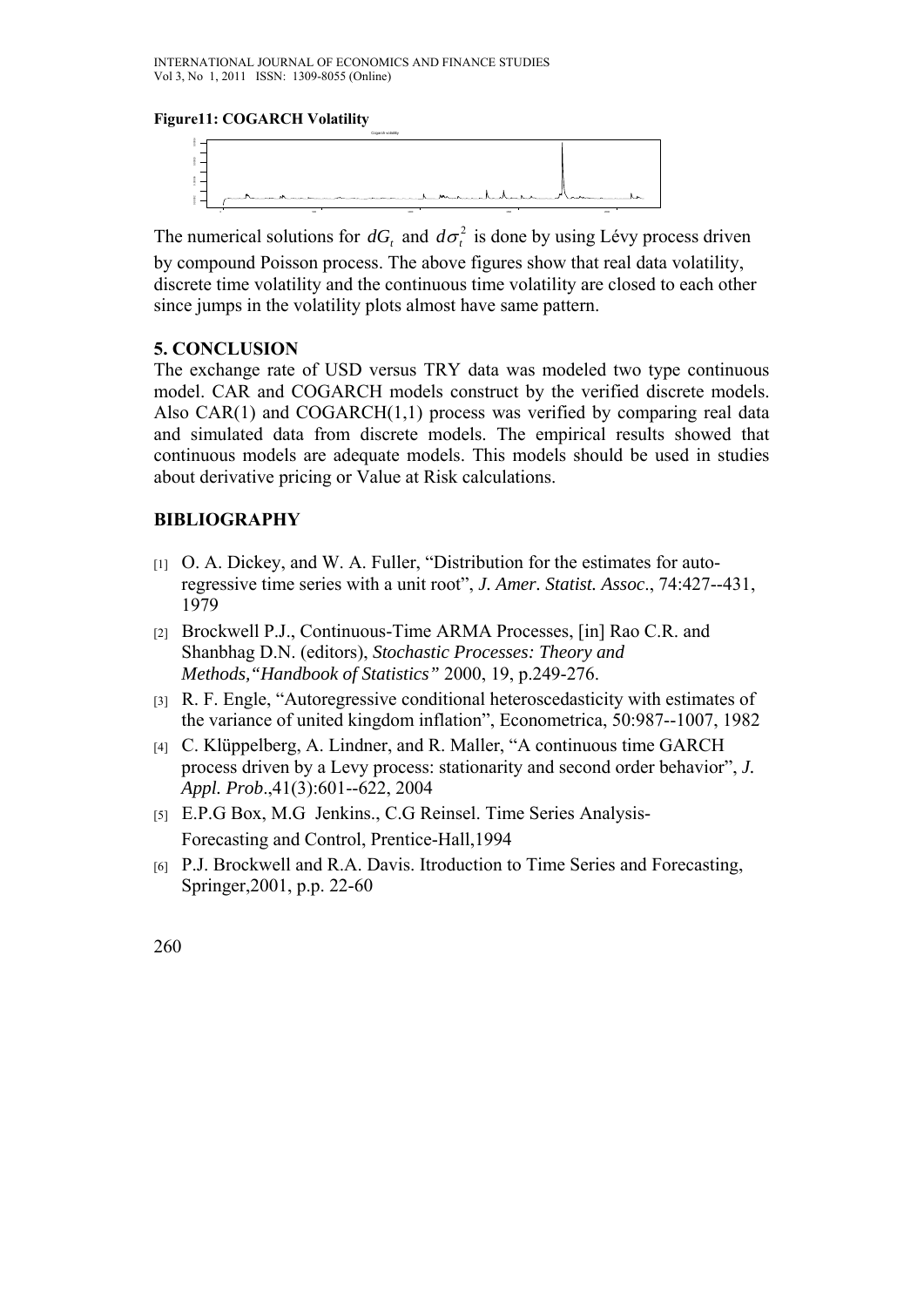**Figure11: COGARCH Volatility**

The numerical solutions for $dG_t$ and $d\sigma_t^2$ is done by using Lévy process driven by compound Poisson process. The above figures show that real data volatility, discrete time volatility and the continuous time volatility are closed to each other since jumps in the volatility plots almost have same pattern.

## 5. CONCLUSION

The exchange rate of USD versus TRY data was modeled two type continuous model. CAR and COGARCH models construct by the verified discrete models. Also CAR(1) and COGARCH(1,1) process was verified by comparing real data and simulated data from discrete models. The empirical results showed that continuous models are adequate models. This models should be used in studies about derivative pricing or Value at Risk calculations.

## BIBLIOGRAPHY

[1] O. A. Dickey, and W. A. Fuller, "Distribution for the estimates for auto-regressive time series with a unit root", *J. Amer. Statist. Assoc*., 74:427--431, 1979

[2] Brockwell P.J., Continuous-Time ARMA Processes, [in] Rao C.R. and Shanbhag D.N. (editors), *Stochastic Processes: Theory and Methods,"Handbook of Statistics"* 2000, 19, p.249-276.

[3] R. F. Engle, "Autoregressive conditional heteroscedasticity with estimates of the variance of united kingdom inflation", Econometrica, 50:987--1007, 1982

[4] C. Klüppelberg, A. Lindner, and R. Maller, "A continuous time GARCH process driven by a Levy process: stationarity and second order behavior", *J. Appl. Prob*.,41(3):601--622, 2004

[5] E.P.G Box, M.G Jenkins., C.G Reinsel. Time Series Analysis-Forecasting and Control, Prentice-Hall,1994

[6] P.J. Brockwell and R.A. Davis. Itroduction to Time Series and Forecasting, Springer,2001, p.p. 22-60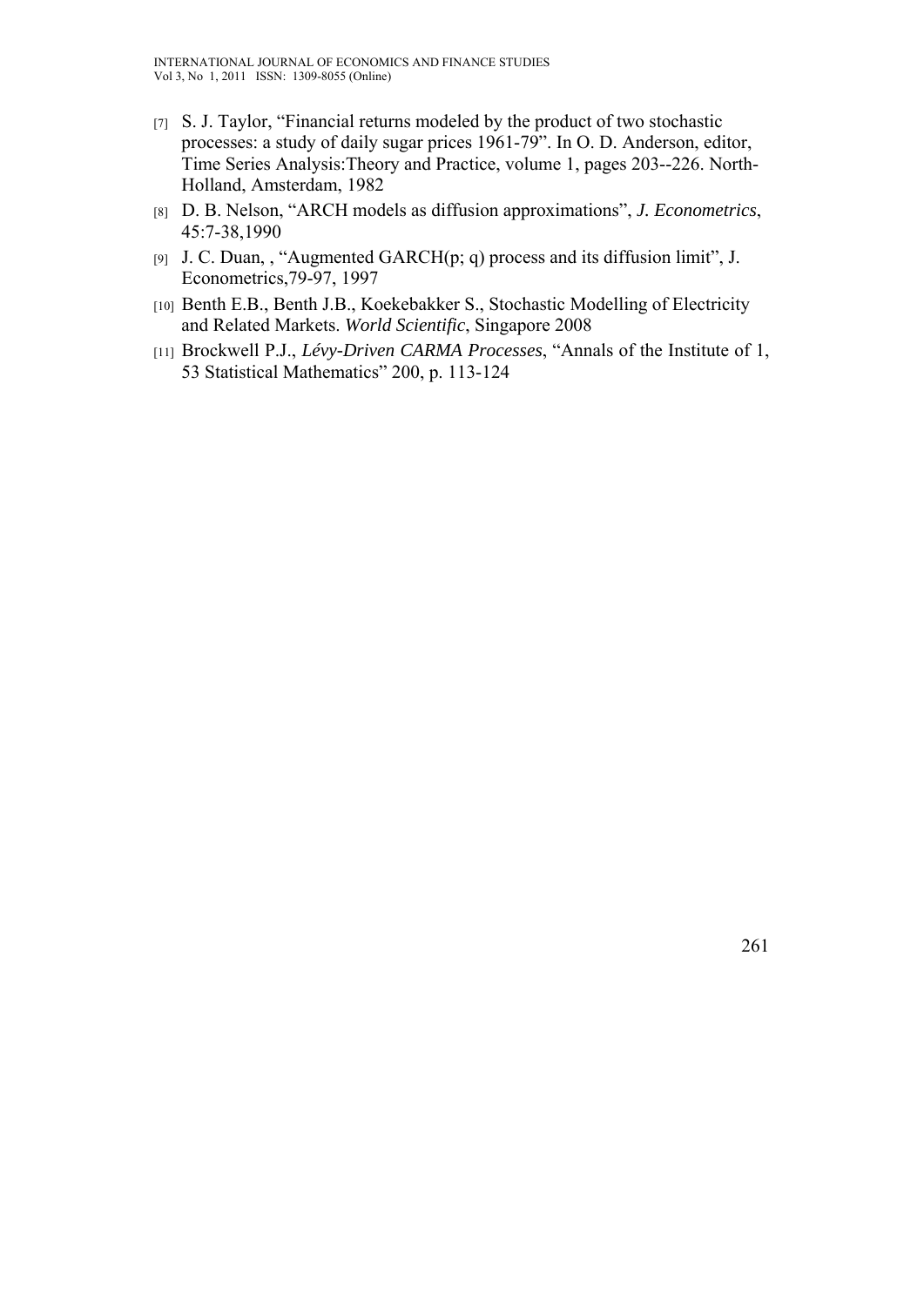[7] S. J. Taylor, "Financial returns modeled by the product of two stochastic processes: a study of daily sugar prices 1961-79". In O. D. Anderson, editor, Time Series Analysis:Theory and Practice, volume 1, pages 203--226. North-Holland, Amsterdam, 1982

[8] D. B. Nelson, "ARCH models as diffusion approximations", *J. Econometrics*, 45:7-38,1990

[9] J. C. Duan, , "Augmented GARCH(p; q) process and its diffusion limit", J. Econometrics,79-97, 1997

[10] Benth E.B., Benth J.B., Koekebakker S., Stochastic Modelling of Electricity and Related Markets. *World Scientific*, Singapore 2008

[11] Brockwell P.J., *Lévy-Driven CARMA Processes*, "Annals of the Institute of 1, 53 Statistical Mathematics" 200, p. 113-124